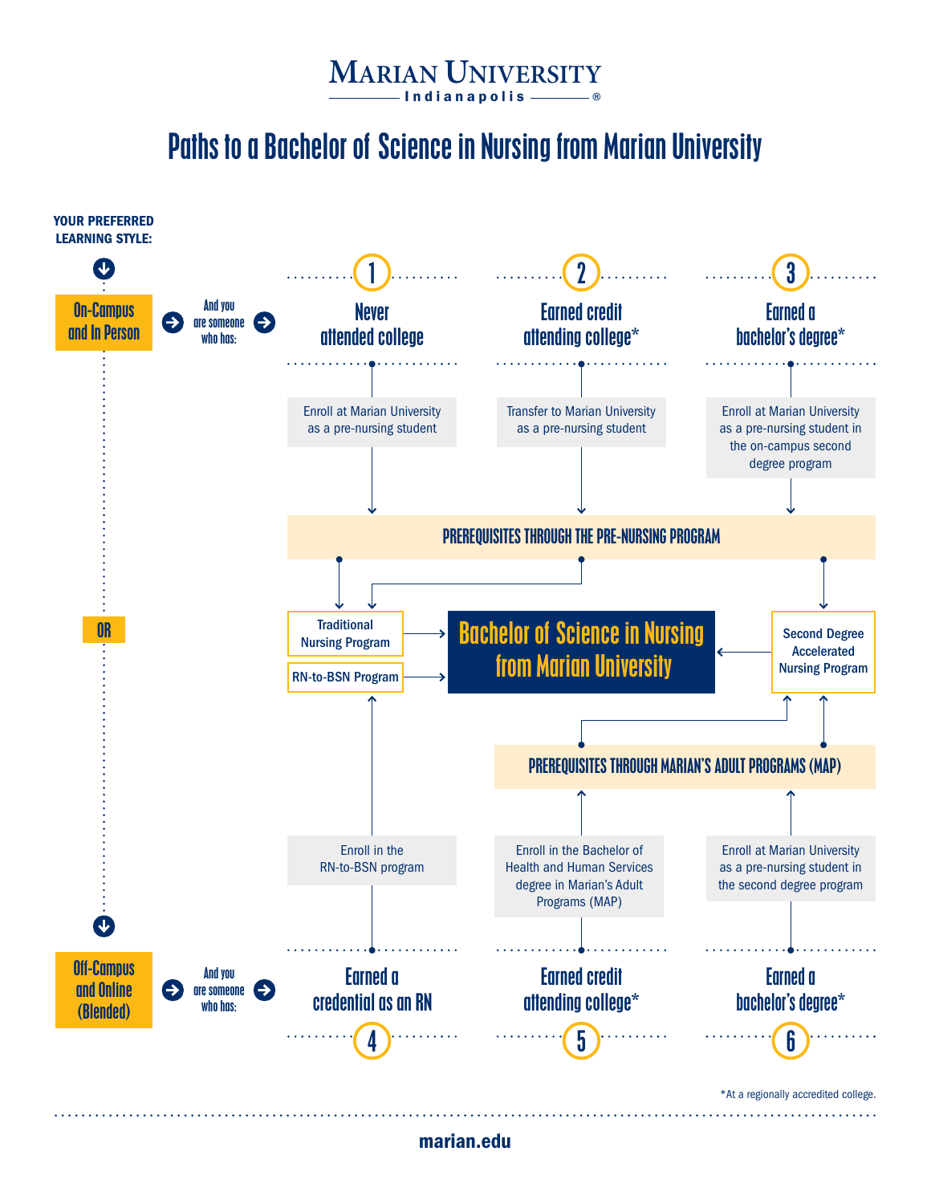# Marian University

Indianapolis

## Paths to a Bachelor of Science in Nursing from Marian University

**YOUR PREFERRED LEARNING STYLE:**

### On-Campus and In Person

And you are someone who has:

**1 — Never attended college**

Enroll at Marian University as a pre-nursing student

**2 — Earned credit attending college***

Transfer to Marian University as a pre-nursing student

**3 — Earned a bachelor's degree***

Enroll at Marian University as a pre-nursing student in the on-campus second degree program

**PREREQUISITES THROUGH THE PRE-NURSING PROGRAM**

- Traditional Nursing Program
- RN-to-BSN Program
- Second Degree Accelerated Nursing Program

**Bachelor of Science in Nursing from Marian University**

OR

**PREREQUISITES THROUGH MARIAN'S ADULT PROGRAMS (MAP)**

### Off-Campus and Online (Blended)

And you are someone who has:

**4 — Earned a credential as an RN**

Enroll in the RN-to-BSN program

**5 — Earned credit attending college***

Enroll in the Bachelor of Health and Human Services degree in Marian's Adult Programs (MAP)

**6 — Earned a bachelor's degree***

Enroll at Marian University as a pre-nursing student in the second degree program

*At a regionally accredited college.

marian.edu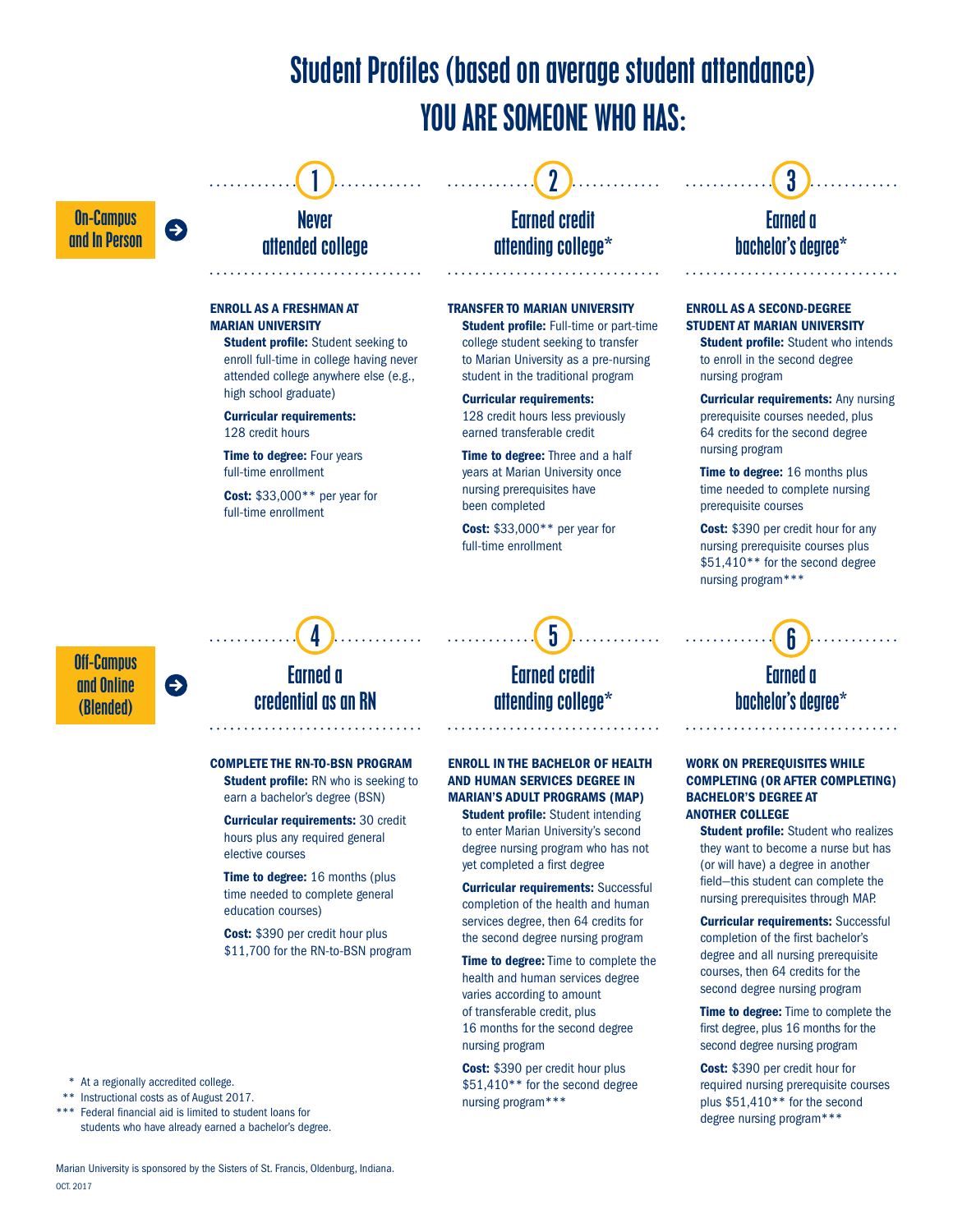# Student Profiles (based on average student attendance)

# YOU ARE SOMEONE WHO HAS:

## On-Campus and In Person

### 1 Never attended college

**ENROLL AS A FRESHMAN AT MARIAN UNIVERSITY**

**Student profile:** Student seeking to enroll full-time in college having never attended college anywhere else (e.g., high school graduate)

**Curricular requirements:** 128 credit hours

**Time to degree:** Four years full-time enrollment

**Cost:** $33,000** per year for full-time enrollment

### 2 Earned credit attending college*

**TRANSFER TO MARIAN UNIVERSITY**

**Student profile:** Full-time or part-time college student seeking to transfer to Marian University as a pre-nursing student in the traditional program

**Curricular requirements:** 128 credit hours less previously earned transferable credit

**Time to degree:** Three and a half years at Marian University once nursing prerequisites have been completed

**Cost:** $33,000** per year for full-time enrollment

### 3 Earned a bachelor's degree*

**ENROLL AS A SECOND-DEGREE STUDENT AT MARIAN UNIVERSITY**

**Student profile:** Student who intends to enroll in the second degree nursing program

**Curricular requirements:** Any nursing prerequisite courses needed, plus 64 credits for the second degree nursing program

**Time to degree:** 16 months plus time needed to complete nursing prerequisite courses

**Cost:** $390 per credit hour for any nursing prerequisite courses plus $51,410** for the second degree nursing program***

## Off-Campus and Online (Blended)

### 4 Earned a credential as an RN

**COMPLETE THE RN-TO-BSN PROGRAM**

**Student profile:** RN who is seeking to earn a bachelor's degree (BSN)

**Curricular requirements:** 30 credit hours plus any required general elective courses

**Time to degree:** 16 months (plus time needed to complete general education courses)

**Cost:** $390 per credit hour plus $11,700 for the RN-to-BSN program

### 5 Earned credit attending college*

**ENROLL IN THE BACHELOR OF HEALTH AND HUMAN SERVICES DEGREE IN MARIAN'S ADULT PROGRAMS (MAP)**

**Student profile:** Student intending to enter Marian University's second degree nursing program who has not yet completed a first degree

**Curricular requirements:** Successful completion of the health and human services degree, then 64 credits for the second degree nursing program

**Time to degree:** Time to complete the health and human services degree varies according to amount of transferable credit, plus 16 months for the second degree nursing program

**Cost:** $390 per credit hour plus $51,410** for the second degree nursing program***

### 6 Earned a bachelor's degree*

**WORK ON PREREQUISITES WHILE COMPLETING (OR AFTER COMPLETING) BACHELOR'S DEGREE AT ANOTHER COLLEGE**

**Student profile:** Student who realizes they want to become a nurse but has (or will have) a degree in another field—this student can complete the nursing prerequisites through MAP.

**Curricular requirements:** Successful completion of the first bachelor's degree and all nursing prerequisite courses, then 64 credits for the second degree nursing program

**Time to degree:** Time to complete the first degree, plus 16 months for the second degree nursing program

**Cost:** $390 per credit hour for required nursing prerequisite courses plus $51,410** for the second degree nursing program***

\* At a regionally accredited college.

** Instructional costs as of August 2017.

*** Federal financial aid is limited to student loans for students who have already earned a bachelor's degree.

Marian University is sponsored by the Sisters of St. Francis, Oldenburg, Indiana.

OCT. 2017